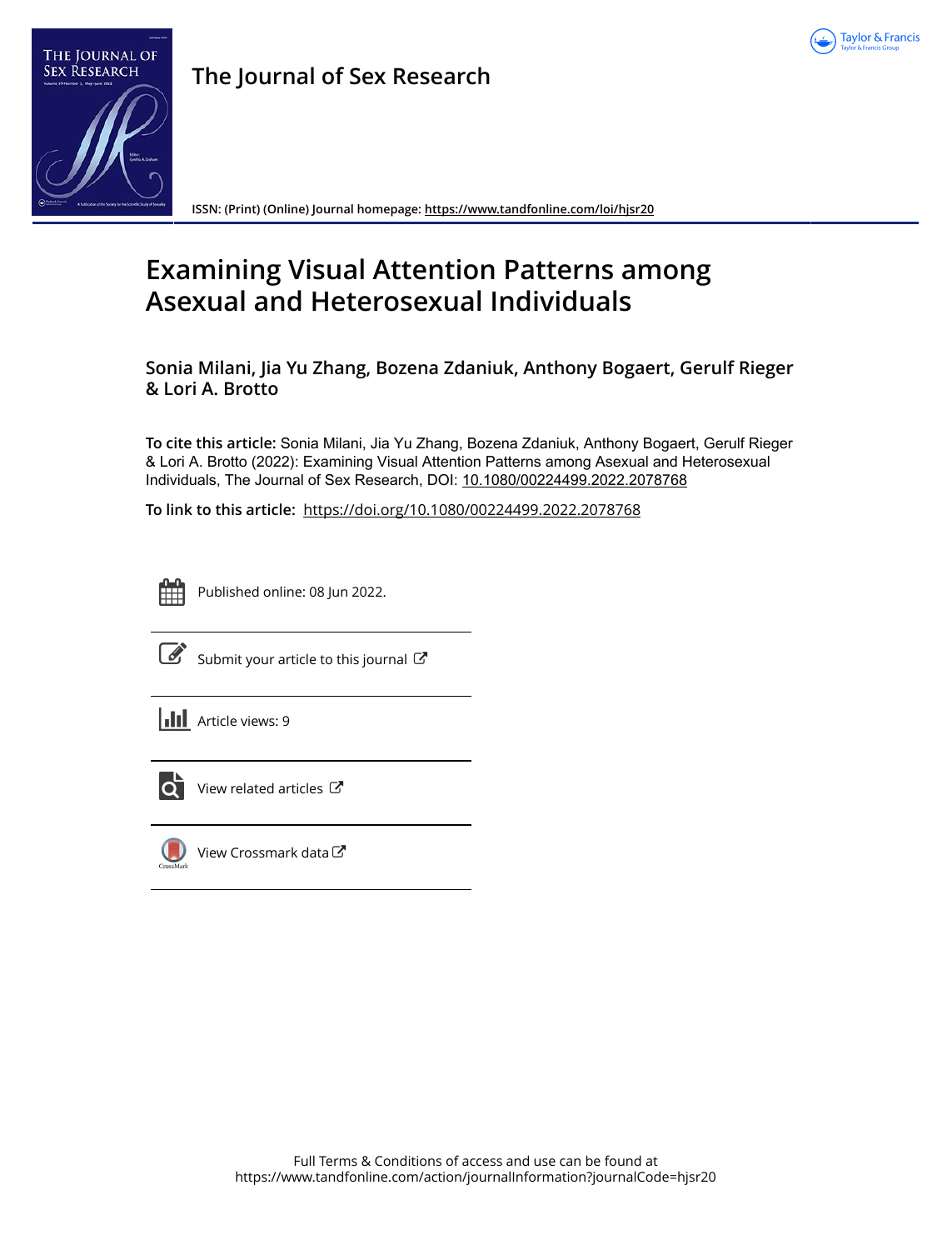# The Journal of Sex Research

ISSN: (Print) (Online) Journal homepage: https://www.tandfonline.com/loi/hjsr20

## Examining Visual Attention Patterns among Asexual and Heterosexual Individuals

**Sonia Milani, Jia Yu Zhang, Bozena Zdaniuk, Anthony Bogaert, Gerulf Rieger & Lori A. Brotto**

**To cite this article:** Sonia Milani, Jia Yu Zhang, Bozena Zdaniuk, Anthony Bogaert, Gerulf Rieger & Lori A. Brotto (2022): Examining Visual Attention Patterns among Asexual and Heterosexual Individuals, The Journal of Sex Research, DOI: 10.1080/00224499.2022.2078768

**To link to this article:** https://doi.org/10.1080/00224499.2022.2078768

Published online: 08 Jun 2022.

Submit your article to this journal

Article views: 9

View related articles

View Crossmark data

Full Terms & Conditions of access and use can be found at https://www.tandfonline.com/action/journalInformation?journalCode=hjsr20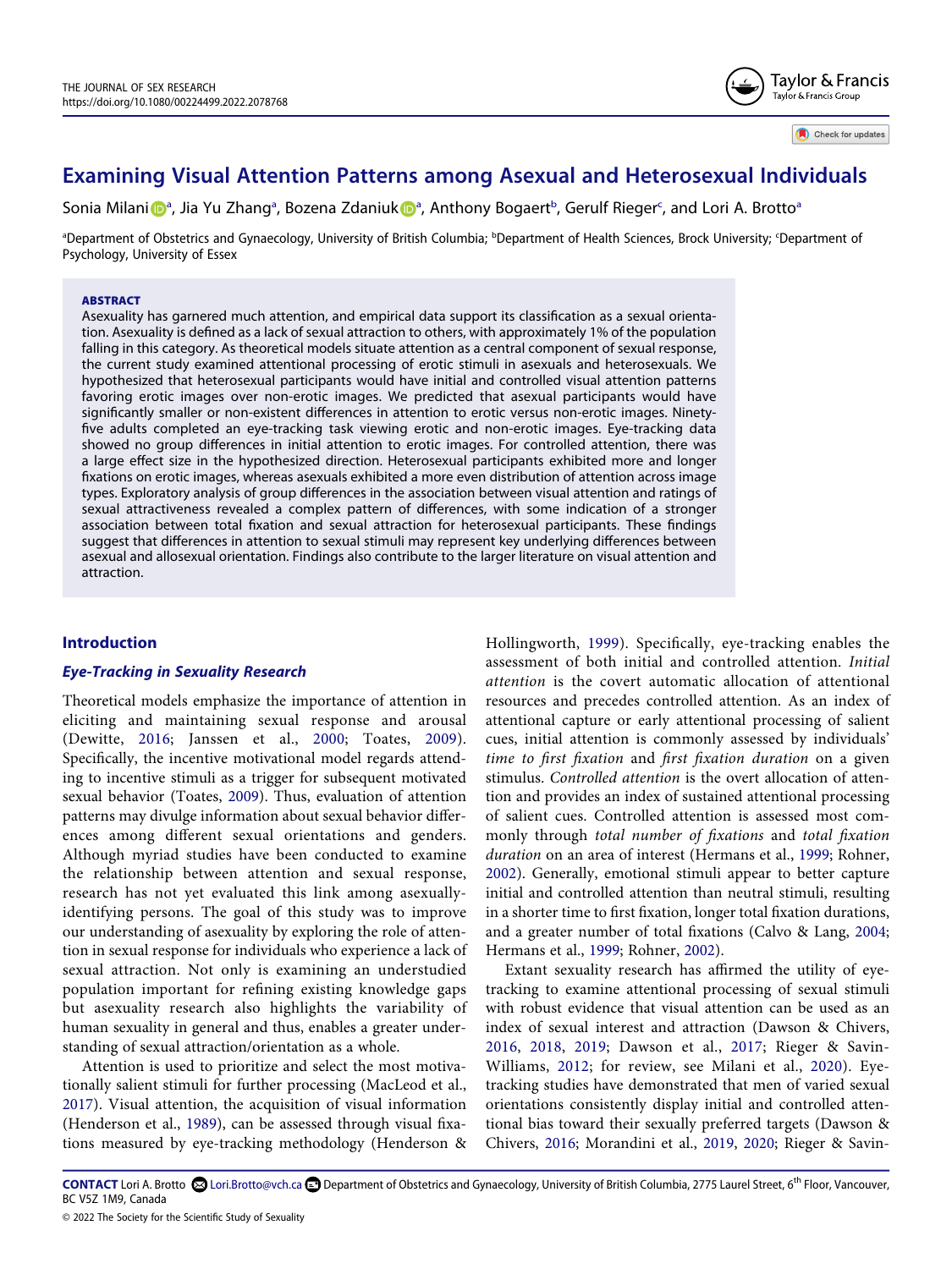# Examining Visual Attention Patterns among Asexual and Heterosexual Individuals

Sonia Milani[a], Jia Yu Zhang[a], Bozena Zdaniuk[a], Anthony Bogaert[b], Gerulf Rieger[c], and Lori A. Brotto[a]

[a]Department of Obstetrics and Gynaecology, University of British Columbia; [b]Department of Health Sciences, Brock University; [c]Department of Psychology, University of Essex

## ABSTRACT

Asexuality has garnered much attention, and empirical data support its classification as a sexual orientation. Asexuality is defined as a lack of sexual attraction to others, with approximately 1% of the population falling in this category. As theoretical models situate attention as a central component of sexual response, the current study examined attentional processing of erotic stimuli in asexuals and heterosexuals. We hypothesized that heterosexual participants would have initial and controlled visual attention patterns favoring erotic images over non-erotic images. We predicted that asexual participants would have significantly smaller or non-existent differences in attention to erotic versus non-erotic images. Ninety-five adults completed an eye-tracking task viewing erotic and non-erotic images. Eye-tracking data showed no group differences in initial attention to erotic images. For controlled attention, there was a large effect size in the hypothesized direction. Heterosexual participants exhibited more and longer fixations on erotic images, whereas asexuals exhibited a more even distribution of attention across image types. Exploratory analysis of group differences in the association between visual attention and ratings of sexual attractiveness revealed a complex pattern of differences, with some indication of a stronger association between total fixation and sexual attraction for heterosexual participants. These findings suggest that differences in attention to sexual stimuli may represent key underlying differences between asexual and allosexual orientation. Findings also contribute to the larger literature on visual attention and attraction.

## Introduction

### *Eye-Tracking in Sexuality Research*

Theoretical models emphasize the importance of attention in eliciting and maintaining sexual response and arousal (Dewitte, 2016; Janssen et al., 2000; Toates, 2009). Specifically, the incentive motivational model regards attending to incentive stimuli as a trigger for subsequent motivated sexual behavior (Toates, 2009). Thus, evaluation of attention patterns may divulge information about sexual behavior differences among different sexual orientations and genders. Although myriad studies have been conducted to examine the relationship between attention and sexual response, research has not yet evaluated this link among asexually-identifying persons. The goal of this study was to improve our understanding of asexuality by exploring the role of attention in sexual response for individuals who experience a lack of sexual attraction. Not only is examining an understudied population important for refining existing knowledge gaps but asexuality research also highlights the variability of human sexuality in general and thus, enables a greater understanding of sexual attraction/orientation as a whole.

Attention is used to prioritize and select the most motivationally salient stimuli for further processing (MacLeod et al., 2017). Visual attention, the acquisition of visual information (Henderson et al., 1989), can be assessed through visual fixations measured by eye-tracking methodology (Henderson & Hollingworth, 1999). Specifically, eye-tracking enables the assessment of both initial and controlled attention. *Initial attention* is the covert automatic allocation of attentional resources and precedes controlled attention. As an index of attentional capture or early attentional processing of salient cues, initial attention is commonly assessed by individuals' *time to first fixation* and *first fixation duration* on a given stimulus. *Controlled attention* is the overt allocation of attention and provides an index of sustained attentional processing of salient cues. Controlled attention is assessed most commonly through *total number of fixations* and *total fixation duration* on an area of interest (Hermans et al., 1999; Rohner, 2002). Generally, emotional stimuli appear to better capture initial and controlled attention than neutral stimuli, resulting in a shorter time to first fixation, longer total fixation durations, and a greater number of total fixations (Calvo & Lang, 2004; Hermans et al., 1999; Rohner, 2002).

Extant sexuality research has affirmed the utility of eye-tracking to examine attentional processing of sexual stimuli with robust evidence that visual attention can be used as an index of sexual interest and attraction (Dawson & Chivers, 2016, 2018, 2019; Dawson et al., 2017; Rieger & Savin-Williams, 2012; for review, see Milani et al., 2020). Eye-tracking studies have demonstrated that men of varied sexual orientations consistently display initial and controlled attentional bias toward their sexually preferred targets (Dawson & Chivers, 2016; Morandini et al., 2019, 2020; Rieger & Savin-

**CONTACT** Lori A. Brotto Lori.Brotto@vch.ca Department of Obstetrics and Gynaecology, University of British Columbia, 2775 Laurel Street, 6th Floor, Vancouver, BC V5Z 1M9, Canada

© 2022 The Society for the Scientific Study of Sexuality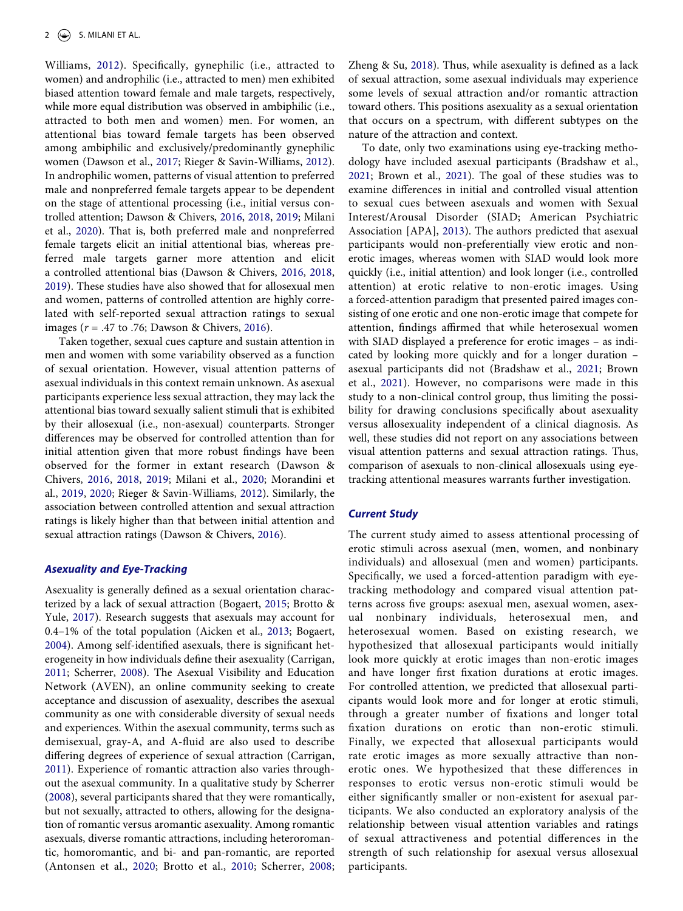Williams, 2012). Specifically, gynephilic (i.e., attracted to women) and androphilic (i.e., attracted to men) men exhibited biased attention toward female and male targets, respectively, while more equal distribution was observed in ambiphilic (i.e., attracted to both men and women) men. For women, an attentional bias toward female targets has been observed among ambiphilic and exclusively/predominantly gynephilic women (Dawson et al., 2017; Rieger & Savin-Williams, 2012). In androphilic women, patterns of visual attention to preferred male and nonpreferred female targets appear to be dependent on the stage of attentional processing (i.e., initial versus controlled attention; Dawson & Chivers, 2016, 2018, 2019; Milani et al., 2020). That is, both preferred male and nonpreferred female targets elicit an initial attentional bias, whereas preferred male targets garner more attention and elicit a controlled attentional bias (Dawson & Chivers, 2016, 2018, 2019). These studies have also showed that for allosexual men and women, patterns of controlled attention are highly correlated with self-reported sexual attraction ratings to sexual images ($r$ = .47 to .76; Dawson & Chivers, 2016).

Taken together, sexual cues capture and sustain attention in men and women with some variability observed as a function of sexual orientation. However, visual attention patterns of asexual individuals in this context remain unknown. As asexual participants experience less sexual attraction, they may lack the attentional bias toward sexually salient stimuli that is exhibited by their allosexual (i.e., non-asexual) counterparts. Stronger differences may be observed for controlled attention than for initial attention given that more robust findings have been observed for the former in extant research (Dawson & Chivers, 2016, 2018, 2019; Milani et al., 2020; Morandini et al., 2019, 2020; Rieger & Savin-Williams, 2012). Similarly, the association between controlled attention and sexual attraction ratings is likely higher than that between initial attention and sexual attraction ratings (Dawson & Chivers, 2016).

### *Asexuality and Eye-Tracking*

Asexuality is generally defined as a sexual orientation characterized by a lack of sexual attraction (Bogaert, 2015; Brotto & Yule, 2017). Research suggests that asexuals may account for 0.4–1% of the total population (Aicken et al., 2013; Bogaert, 2004). Among self-identified asexuals, there is significant heterogeneity in how individuals define their asexuality (Carrigan, 2011; Scherrer, 2008). The Asexual Visibility and Education Network (AVEN), an online community seeking to create acceptance and discussion of asexuality, describes the asexual community as one with considerable diversity of sexual needs and experiences. Within the asexual community, terms such as demisexual, gray-A, and A-fluid are also used to describe differing degrees of experience of sexual attraction (Carrigan, 2011). Experience of romantic attraction also varies throughout the asexual community. In a qualitative study by Scherrer (2008), several participants shared that they were romantically, but not sexually, attracted to others, allowing for the designation of romantic versus aromantic asexuality. Among romantic asexuals, diverse romantic attractions, including heteroromantic, homoromantic, and bi- and pan-romantic, are reported (Antonsen et al., 2020; Brotto et al., 2010; Scherrer, 2008; Zheng & Su, 2018). Thus, while asexuality is defined as a lack of sexual attraction, some asexual individuals may experience some levels of sexual attraction and/or romantic attraction toward others. This positions asexuality as a sexual orientation that occurs on a spectrum, with different subtypes on the nature of the attraction and context.

To date, only two examinations using eye-tracking methodology have included asexual participants (Bradshaw et al., 2021; Brown et al., 2021). The goal of these studies was to examine differences in initial and controlled visual attention to sexual cues between asexuals and women with Sexual Interest/Arousal Disorder (SIAD; American Psychiatric Association [APA], 2013). The authors predicted that asexual participants would non-preferentially view erotic and non-erotic images, whereas women with SIAD would look more quickly (i.e., initial attention) and look longer (i.e., controlled attention) at erotic relative to non-erotic images. Using a forced-attention paradigm that presented paired images consisting of one erotic and one non-erotic image that compete for attention, findings affirmed that while heterosexual women with SIAD displayed a preference for erotic images – as indicated by looking more quickly and for a longer duration – asexual participants did not (Bradshaw et al., 2021; Brown et al., 2021). However, no comparisons were made in this study to a non-clinical control group, thus limiting the possibility for drawing conclusions specifically about asexuality versus allosexuality independent of a clinical diagnosis. As well, these studies did not report on any associations between visual attention patterns and sexual attraction ratings. Thus, comparison of asexuals to non-clinical allosexuals using eye-tracking attentional measures warrants further investigation.

### *Current Study*

The current study aimed to assess attentional processing of erotic stimuli across asexual (men, women, and nonbinary individuals) and allosexual (men and women) participants. Specifically, we used a forced-attention paradigm with eye-tracking methodology and compared visual attention patterns across five groups: asexual men, asexual women, asexual nonbinary individuals, heterosexual men, and heterosexual women. Based on existing research, we hypothesized that allosexual participants would initially look more quickly at erotic images than non-erotic images and have longer first fixation durations at erotic images. For controlled attention, we predicted that allosexual participants would look more and for longer at erotic stimuli, through a greater number of fixations and longer total fixation durations on erotic than non-erotic stimuli. Finally, we expected that allosexual participants would rate erotic images as more sexually attractive than non-erotic ones. We hypothesized that these differences in responses to erotic versus non-erotic stimuli would be either significantly smaller or non-existent for asexual participants. We also conducted an exploratory analysis of the relationship between visual attention variables and ratings of sexual attractiveness and potential differences in the strength of such relationship for asexual versus allosexual participants.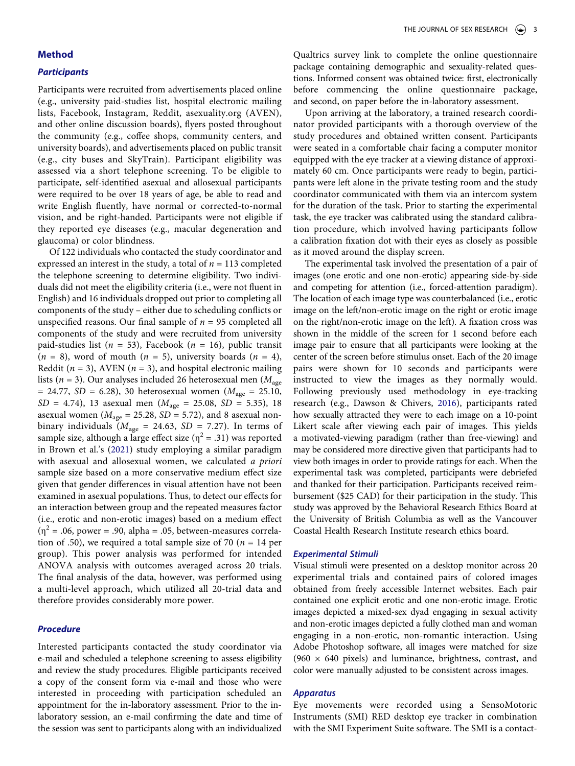## Method

### Participants

Participants were recruited from advertisements placed online (e.g., university paid-studies list, hospital electronic mailing lists, Facebook, Instagram, Reddit, asexuality.org (AVEN), and other online discussion boards), flyers posted throughout the community (e.g., coffee shops, community centers, and university boards), and advertisements placed on public transit (e.g., city buses and SkyTrain). Participant eligibility was assessed via a short telephone screening. To be eligible to participate, self-identified asexual and allosexual participants were required to be over 18 years of age, be able to read and write English fluently, have normal or corrected-to-normal vision, and be right-handed. Participants were not eligible if they reported eye diseases (e.g., macular degeneration and glaucoma) or color blindness.

Of 122 individuals who contacted the study coordinator and expressed an interest in the study, a total of $n$ = 113 completed the telephone screening to determine eligibility. Two individuals did not meet the eligibility criteria (i.e., were not fluent in English) and 16 individuals dropped out prior to completing all components of the study – either due to scheduling conflicts or unspecified reasons. Our final sample of $n$ = 95 completed all components of the study and were recruited from university paid-studies list ($n$ = 53), Facebook ($n$ = 16), public transit ($n$ = 8), word of mouth ($n$ = 5), university boards ($n$ = 4), Reddit ($n$ = 3), AVEN ($n$ = 3), and hospital electronic mailing lists ($n$ = 3). Our analyses included 26 heterosexual men ($M_{age}$ = 24.77, $SD$ = 6.28), 30 heterosexual women ($M_{age}$ = 25.10, $SD$ = 4.74), 13 asexual men ($M_{age}$ = 25.08, $SD$ = 5.35), 18 asexual women ($M_{age}$ = 25.28, $SD$ = 5.72), and 8 asexual non-binary individuals ($M_{age}$ = 24.63, $SD$ = 7.27). In terms of sample size, although a large effect size ($\eta^2$ = .31) was reported in Brown et al.'s (2021) study employing a similar paradigm with asexual and allosexual women, we calculated *a priori* sample size based on a more conservative medium effect size given that gender differences in visual attention have not been examined in asexual populations. Thus, to detect our effects for an interaction between group and the repeated measures factor (i.e., erotic and non-erotic images) based on a medium effect ($\eta^2$ = .06, power = .90, alpha = .05, between-measures correlation of .50), we required a total sample size of 70 ($n$ = 14 per group). This power analysis was performed for intended ANOVA analysis with outcomes averaged across 20 trials. The final analysis of the data, however, was performed using a multi-level approach, which utilized all 20-trial data and therefore provides considerably more power.

### Procedure

Interested participants contacted the study coordinator via e-mail and scheduled a telephone screening to assess eligibility and review the study procedures. Eligible participants received a copy of the consent form via e-mail and those who were interested in proceeding with participation scheduled an appointment for the in-laboratory assessment. Prior to the in-laboratory session, an e-mail confirming the date and time of the session was sent to participants along with an individualized Qualtrics survey link to complete the online questionnaire package containing demographic and sexuality-related questions. Informed consent was obtained twice: first, electronically before commencing the online questionnaire package, and second, on paper before the in-laboratory assessment.

Upon arriving at the laboratory, a trained research coordinator provided participants with a thorough overview of the study procedures and obtained written consent. Participants were seated in a comfortable chair facing a computer monitor equipped with the eye tracker at a viewing distance of approximately 60 cm. Once participants were ready to begin, participants were left alone in the private testing room and the study coordinator communicated with them via an intercom system for the duration of the task. Prior to starting the experimental task, the eye tracker was calibrated using the standard calibration procedure, which involved having participants follow a calibration fixation dot with their eyes as closely as possible as it moved around the display screen.

The experimental task involved the presentation of a pair of images (one erotic and one non-erotic) appearing side-by-side and competing for attention (i.e., forced-attention paradigm). The location of each image type was counterbalanced (i.e., erotic image on the left/non-erotic image on the right or erotic image on the right/non-erotic image on the left). A fixation cross was shown in the middle of the screen for 1 second before each image pair to ensure that all participants were looking at the center of the screen before stimulus onset. Each of the 20 image pairs were shown for 10 seconds and participants were instructed to view the images as they normally would. Following previously used methodology in eye-tracking research (e.g., Dawson & Chivers, 2016), participants rated how sexually attracted they were to each image on a 10-point Likert scale after viewing each pair of images. This yields a motivated-viewing paradigm (rather than free-viewing) and may be considered more directive given that participants had to view both images in order to provide ratings for each. When the experimental task was completed, participants were debriefed and thanked for their participation. Participants received reimbursement ($25 CAD) for their participation in the study. This study was approved by the Behavioral Research Ethics Board at the University of British Columbia as well as the Vancouver Coastal Health Research Institute research ethics board.

### Experimental Stimuli

Visual stimuli were presented on a desktop monitor across 20 experimental trials and contained pairs of colored images obtained from freely accessible Internet websites. Each pair contained one explicit erotic and one non-erotic image. Erotic images depicted a mixed-sex dyad engaging in sexual activity and non-erotic images depicted a fully clothed man and woman engaging in a non-erotic, non-romantic interaction. Using Adobe Photoshop software, all images were matched for size (960 × 640 pixels) and luminance, brightness, contrast, and color were manually adjusted to be consistent across images.

### Apparatus

Eye movements were recorded using a SensoMotoric Instruments (SMI) RED desktop eye tracker in combination with the SMI Experiment Suite software. The SMI is a contact-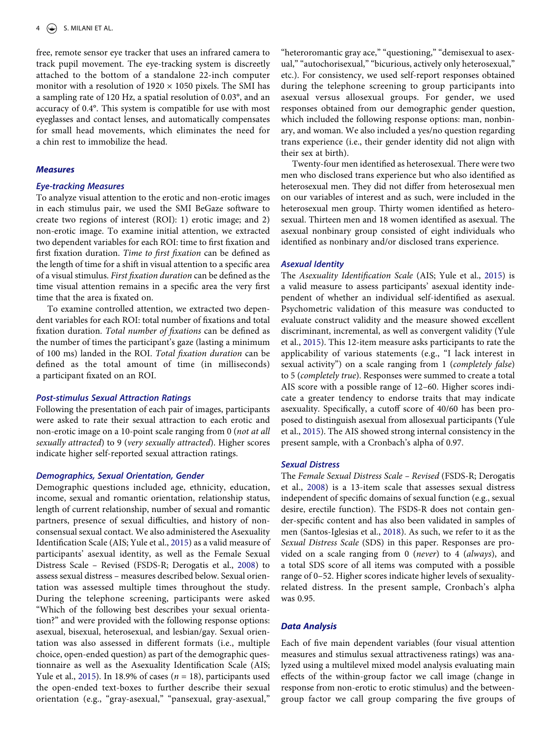free, remote sensor eye tracker that uses an infrared camera to track pupil movement. The eye-tracking system is discreetly attached to the bottom of a standalone 22-inch computer monitor with a resolution of 1920 × 1050 pixels. The SMI has a sampling rate of 120 Hz, a spatial resolution of 0.03°, and an accuracy of 0.4°. This system is compatible for use with most eyeglasses and contact lenses, and automatically compensates for small head movements, which eliminates the need for a chin rest to immobilize the head.

## Measures

### Eye-tracking Measures

To analyze visual attention to the erotic and non-erotic images in each stimulus pair, we used the SMI BeGaze software to create two regions of interest (ROI): 1) erotic image; and 2) non-erotic image. To examine initial attention, we extracted two dependent variables for each ROI: time to first fixation and first fixation duration. *Time to first fixation* can be defined as the length of time for a shift in visual attention to a specific area of a visual stimulus. *First fixation duration* can be defined as the time visual attention remains in a specific area the very first time that the area is fixated on.

To examine controlled attention, we extracted two dependent variables for each ROI: total number of fixations and total fixation duration. *Total number of fixations* can be defined as the number of times the participant's gaze (lasting a minimum of 100 ms) landed in the ROI. *Total fixation duration* can be defined as the total amount of time (in milliseconds) a participant fixated on an ROI.

### Post-stimulus Sexual Attraction Ratings

Following the presentation of each pair of images, participants were asked to rate their sexual attraction to each erotic and non-erotic image on a 10-point scale ranging from 0 (*not at all sexually attracted*) to 9 (*very sexually attracted*). Higher scores indicate higher self-reported sexual attraction ratings.

### Demographics, Sexual Orientation, Gender

Demographic questions included age, ethnicity, education, income, sexual and romantic orientation, relationship status, length of current relationship, number of sexual and romantic partners, presence of sexual difficulties, and history of non-consensual sexual contact. We also administered the Asexuality Identification Scale (AIS; Yule et al., 2015) as a valid measure of participants' asexual identity, as well as the Female Sexual Distress Scale – Revised (FSDS-R; Derogatis et al., 2008) to assess sexual distress – measures described below. Sexual orientation was assessed multiple times throughout the study. During the telephone screening, participants were asked "Which of the following best describes your sexual orientation?" and were provided with the following response options: asexual, bisexual, heterosexual, and lesbian/gay. Sexual orientation was also assessed in different formats (i.e., multiple choice, open-ended question) as part of the demographic questionnaire as well as the Asexuality Identification Scale (AIS; Yule et al., 2015). In 18.9% of cases ($n$ = 18), participants used the open-ended text-boxes to further describe their sexual orientation (e.g., "gray-asexual," "pansexual, gray-asexual," "heteroromantic gray ace," "questioning," "demisexual to asexual," "autochorisexual," "bicurious, actively only heterosexual," etc.). For consistency, we used self-report responses obtained during the telephone screening to group participants into asexual versus allosexual groups. For gender, we used responses obtained from our demographic gender question, which included the following response options: man, nonbinary, and woman. We also included a yes/no question regarding trans experience (i.e., their gender identity did not align with their sex at birth).

Twenty-four men identified as heterosexual. There were two men who disclosed trans experience but who also identified as heterosexual men. They did not differ from heterosexual men on our variables of interest and as such, were included in the heterosexual men group. Thirty women identified as heterosexual. Thirteen men and 18 women identified as asexual. The asexual nonbinary group consisted of eight individuals who identified as nonbinary and/or disclosed trans experience.

### Asexual Identity

The *Asexuality Identification Scale* (AIS; Yule et al., 2015) is a valid measure to assess participants' asexual identity independent of whether an individual self-identified as asexual. Psychometric validation of this measure was conducted to evaluate construct validity and the measure showed excellent discriminant, incremental, as well as convergent validity (Yule et al., 2015). This 12-item measure asks participants to rate the applicability of various statements (e.g., "I lack interest in sexual activity") on a scale ranging from 1 (*completely false*) to 5 (*completely true*). Responses were summed to create a total AIS score with a possible range of 12–60. Higher scores indicate a greater tendency to endorse traits that may indicate asexuality. Specifically, a cutoff score of 40/60 has been proposed to distinguish asexual from allosexual participants (Yule et al., 2015). The AIS showed strong internal consistency in the present sample, with a Cronbach's alpha of 0.97.

### Sexual Distress

The *Female Sexual Distress Scale – Revised* (FSDS-R; Derogatis et al., 2008) is a 13-item scale that assesses sexual distress independent of specific domains of sexual function (e.g., sexual desire, erectile function). The FSDS-R does not contain gender-specific content and has also been validated in samples of men (Santos-Iglesias et al., 2018). As such, we refer to it as the *Sexual Distress Scale* (SDS) in this paper. Responses are provided on a scale ranging from 0 (*never*) to 4 (*always*), and a total SDS score of all items was computed with a possible range of 0–52. Higher scores indicate higher levels of sexuality-related distress. In the present sample, Cronbach's alpha was 0.95.

## Data Analysis

Each of five main dependent variables (four visual attention measures and stimulus sexual attractiveness ratings) was analyzed using a multilevel mixed model analysis evaluating main effects of the within-group factor we call image (change in response from non-erotic to erotic stimulus) and the between-group factor we call group comparing the five groups of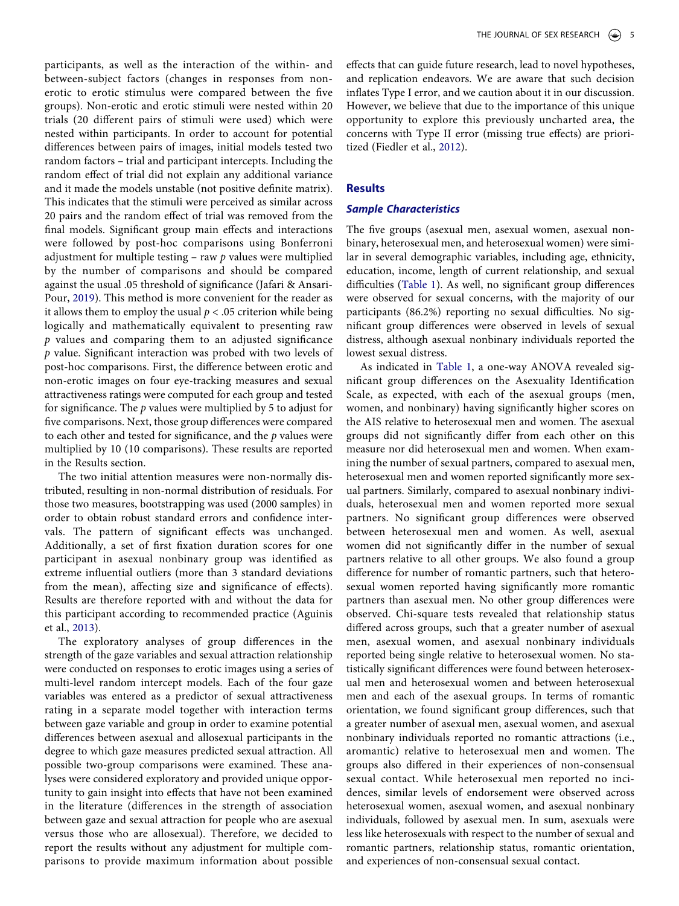participants, as well as the interaction of the within- and between-subject factors (changes in responses from non-erotic to erotic stimulus were compared between the five groups). Non-erotic and erotic stimuli were nested within 20 trials (20 different pairs of stimuli were used) which were nested within participants. In order to account for potential differences between pairs of images, initial models tested two random factors – trial and participant intercepts. Including the random effect of trial did not explain any additional variance and it made the models unstable (not positive definite matrix). This indicates that the stimuli were perceived as similar across 20 pairs and the random effect of trial was removed from the final models. Significant group main effects and interactions were followed by post-hoc comparisons using Bonferroni adjustment for multiple testing – raw *p* values were multiplied by the number of comparisons and should be compared against the usual .05 threshold of significance (Jafari & Ansari-Pour, 2019). This method is more convenient for the reader as it allows them to employ the usual $p < .05$ criterion while being logically and mathematically equivalent to presenting raw *p* values and comparing them to an adjusted significance *p* value. Significant interaction was probed with two levels of post-hoc comparisons. First, the difference between erotic and non-erotic images on four eye-tracking measures and sexual attractiveness ratings were computed for each group and tested for significance. The *p* values were multiplied by 5 to adjust for five comparisons. Next, those group differences were compared to each other and tested for significance, and the *p* values were multiplied by 10 (10 comparisons). These results are reported in the Results section.

The two initial attention measures were non-normally distributed, resulting in non-normal distribution of residuals. For those two measures, bootstrapping was used (2000 samples) in order to obtain robust standard errors and confidence intervals. The pattern of significant effects was unchanged. Additionally, a set of first fixation duration scores for one participant in asexual nonbinary group was identified as extreme influential outliers (more than 3 standard deviations from the mean), affecting size and significance of effects). Results are therefore reported with and without the data for this participant according to recommended practice (Aguinis et al., 2013).

The exploratory analyses of group differences in the strength of the gaze variables and sexual attraction relationship were conducted on responses to erotic images using a series of multi-level random intercept models. Each of the four gaze variables was entered as a predictor of sexual attractiveness rating in a separate model together with interaction terms between gaze variable and group in order to examine potential differences between asexual and allosexual participants in the degree to which gaze measures predicted sexual attraction. All possible two-group comparisons were examined. These analyses were considered exploratory and provided unique opportunity to gain insight into effects that have not been examined in the literature (differences in the strength of association between gaze and sexual attraction for people who are asexual versus those who are allosexual). Therefore, we decided to report the results without any adjustment for multiple comparisons to provide maximum information about possible effects that can guide future research, lead to novel hypotheses, and replication endeavors. We are aware that such decision inflates Type I error, and we caution about it in our discussion. However, we believe that due to the importance of this unique opportunity to explore this previously uncharted area, the concerns with Type II error (missing true effects) are prioritized (Fiedler et al., 2012).

## Results

### Sample Characteristics

The five groups (asexual men, asexual women, asexual nonbinary, heterosexual men, and heterosexual women) were similar in several demographic variables, including age, ethnicity, education, income, length of current relationship, and sexual difficulties (Table 1). As well, no significant group differences were observed for sexual concerns, with the majority of our participants (86.2%) reporting no sexual difficulties. No significant group differences were observed in levels of sexual distress, although asexual nonbinary individuals reported the lowest sexual distress.

As indicated in Table 1, a one-way ANOVA revealed significant group differences on the Asexuality Identification Scale, as expected, with each of the asexual groups (men, women, and nonbinary) having significantly higher scores on the AIS relative to heterosexual men and women. The asexual groups did not significantly differ from each other on this measure nor did heterosexual men and women. When examining the number of sexual partners, compared to asexual men, heterosexual men and women reported significantly more sexual partners. Similarly, compared to asexual nonbinary individuals, heterosexual men and women reported more sexual partners. No significant group differences were observed between heterosexual men and women. As well, asexual women did not significantly differ in the number of sexual partners relative to all other groups. We also found a group difference for number of romantic partners, such that heterosexual women reported having significantly more romantic partners than asexual men. No other group differences were observed. Chi-square tests revealed that relationship status differed across groups, such that a greater number of asexual men, asexual women, and asexual nonbinary individuals reported being single relative to heterosexual women. No statistically significant differences were found between heterosexual men and heterosexual women and between heterosexual men and each of the asexual groups. In terms of romantic orientation, we found significant group differences, such that a greater number of asexual men, asexual women, and asexual nonbinary individuals reported no romantic attractions (i.e., aromantic) relative to heterosexual men and women. The groups also differed in their experiences of non-consensual sexual contact. While heterosexual men reported no incidences, similar levels of endorsement were observed across heterosexual women, asexual women, and asexual nonbinary individuals, followed by asexual men. In sum, asexuals were less like heterosexuals with respect to the number of sexual and romantic partners, relationship status, romantic orientation, and experiences of non-consensual sexual contact.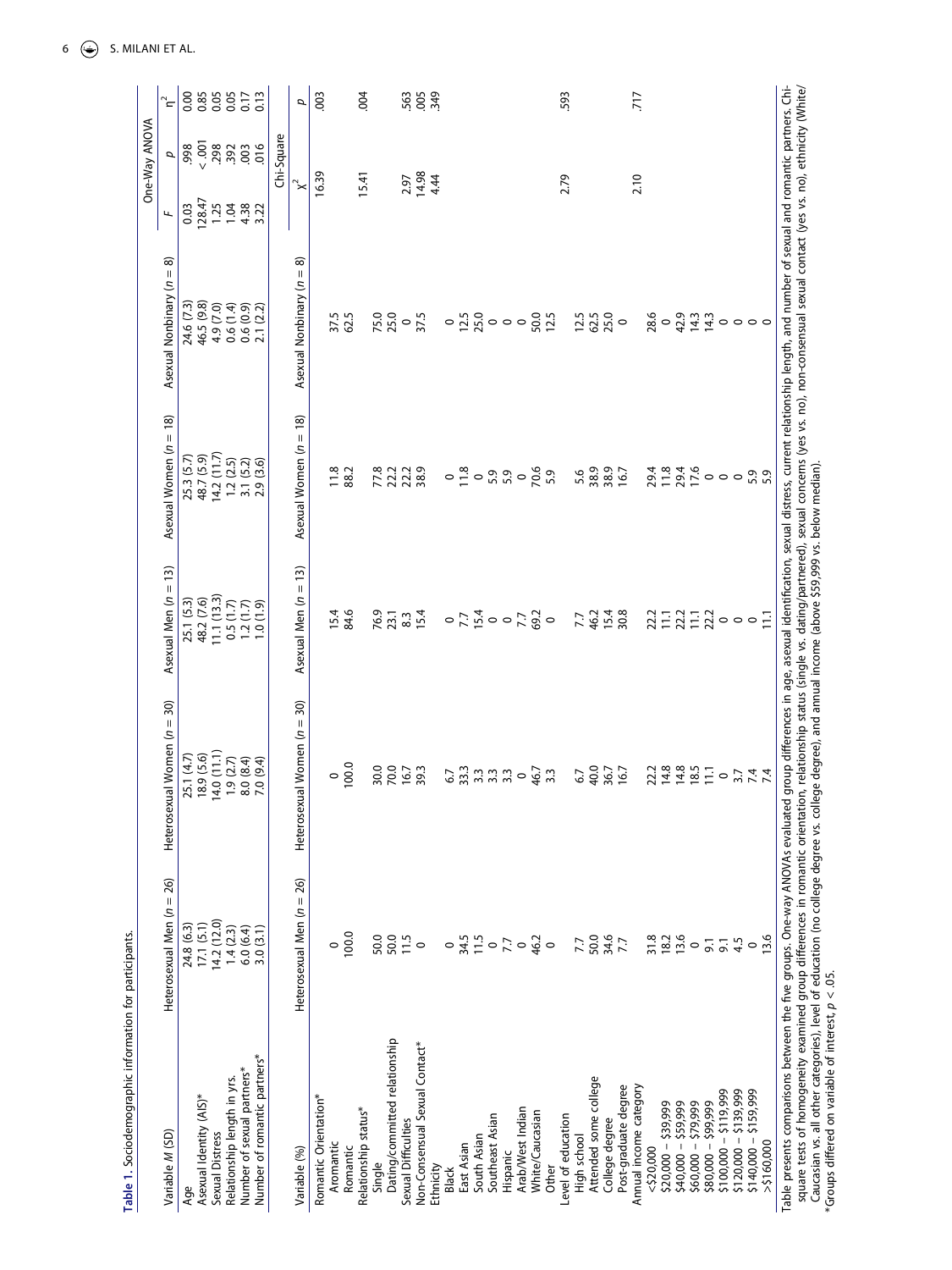**Table 1.** Sociodemographic information for participants.

| Variable *M* (SD) | Heterosexual Men (*n* = 26) | Heterosexual Women (*n* = 30) | Asexual Men (*n* = 13) | Asexual Women (*n* = 18) | Asexual Nonbinary (*n* = 8) | One-Way ANOVA *F* | *p* | $\eta^2$ |
|---|---|---|---|---|---|---|---|---|
| Age | 24.8 (6.3) | 25.1 (4.7) | 25.1 (5.3) | 25.3 (5.7) | 24.6 (7.3) | 0.03 | .998 | 0.00 |
| Asexual Identity (AIS)* | 17.1 (5.1) | 18.9 (5.6) | 48.2 (7.6) | 48.7 (5.9) | 46.5 (9.8) | 128.47 | < .001 | 0.85 |
| Sexual Distress | 14.2 (12.0) | 14.0 (11.1) | 11.1 (13.3) | 14.2 (11.7) | 4.9 (7.0) | 1.25 | .298 | 0.05 |
| Relationship length in yrs. | 1.4 (2.3) | 1.9 (2.7) | 0.5 (1.7) | 1.2 (2.5) | 0.6 (1.4) | 1.04 | .392 | 0.05 |
| Number of sexual partners* | 6.0 (6.4) | 8.0 (8.4) | 1.2 (1.7) | 3.1 (5.2) | 0.6 (0.9) | 4.38 | .003 | 0.17 |
| Number of romantic partners* | 3.0 (3.1) | 7.0 (9.4) | 1.0 (1.9) | 2.9 (3.6) | 2.1 (2.2) | 3.22 | .016 | 0.13 |

| Variable (%) | Heterosexual Men (*n* = 26) | Heterosexual Women (*n* = 30) | Asexual Men (*n* = 13) | Asexual Women (*n* = 18) | Asexual Nonbinary (*n* = 8) | Chi-Square $\chi^2$ | *p* |
|---|---|---|---|---|---|---|---|
| Romantic Orientation* | | | | | | 16.39 | .003 |
| Aromantic | 0 | 0 | 15.4 | 11.8 | 37.5 | | |
| Romantic | 100.0 | 100.0 | 84.6 | 88.2 | 62.5 | | |
| Relationship status* | | | | | | 15.41 | .004 |
| Single | 50.0 | 30.0 | 76.9 | 77.8 | 75.0 | | |
| Dating/committed relationship | 50.0 | 70.0 | 23.1 | 22.2 | 25.0 | | |
| Sexual Difficulties | 11.5 | 16.7 | 8.3 | 22.2 | 0 | 2.97 | .563 |
| Non-Consensual Sexual Contact* | 0 | 39.3 | 15.4 | 38.9 | 37.5 | 14.98 | .005 |
| Ethnicity | | | | | | 4.44 | .349 |
| Black | 0 | 6.7 | 0 | 0 | 0 | | |
| East Asian | 34.5 | 33.3 | 7.7 | 11.8 | 12.5 | | |
| South Asian | 11.5 | 3.3 | 15.4 | 0 | 25.0 | | |
| Southeast Asian | 0 | 3.3 | 0 | 5.9 | 0 | | |
| Hispanic | 7.7 | 3.3 | 0 | 5.9 | 0 | | |
| Arab/West Indian | 0 | 0 | 7.7 | 0 | 0 | | |
| White/Caucasian | 46.2 | 46.7 | 69.2 | 70.6 | 50.0 | | |
| Other | 0 | 3.3 | 0 | 5.9 | 12.5 | | |
| Level of education | | | | | | 2.79 | .593 |
| High school | 7.7 | 6.7 | 7.7 | 5.6 | 12.5 | | |
| Attended some college | 50.0 | 40.0 | 46.2 | 38.9 | 62.5 | | |
| College degree | 34.6 | 36.7 | 15.4 | 38.9 | 25.0 | | |
| Post-graduate degree | 7.7 | 16.7 | 30.8 | 16.7 | 0 | | |
| Annual income category | | | | | | 2.10 | .717 |
| <$20,000 | 31.8 | 22.2 | 22.2 | 29.4 | 28.6 | | |
| $20,000 – $39,999 | 18.2 | 14.8 | 11.1 | 11.8 | 0 | | |
| $40,000 – $59,999 | 13.6 | 14.8 | 22.2 | 29.4 | 42.9 | | |
| $60,000 – $79,999 | 0 | 18.5 | 11.1 | 17.6 | 14.3 | | |
| $80,000 – $99,999 | 9.1 | 11.1 | 22.2 | 0 | 14.3 | | |
| $100,000 – $119,999 | 9.1 | 0 | 0 | 0 | 0 | | |
| $120,000 – $139,999 | 4.5 | 3.7 | 0 | 0 | 0 | | |
| $140,000 – $159,999 | 0 | 7.4 | 0 | 5.9 | 0 | | |
| >$160,000 | 13.6 | 7.4 | 11.1 | 5.9 | 0 | | |

Table presents comparisons between the five groups. One-way ANOVAs evaluated group differences in age, asexual identification, sexual distress, current relationship length, and number of sexual and romantic partners. Chi-square tests of homogeneity examined group differences in romantic orientation, relationship status (single vs. dating/partnered), sexual concerns (yes vs. no), non-consensual sexual contact (yes vs. no), ethnicity (White/Caucasian vs. all other categories), level of education (no college degree vs. college degree), and annual income (above $59,999 vs. below median).
*Groups differed on variable of interest, $p < .05$.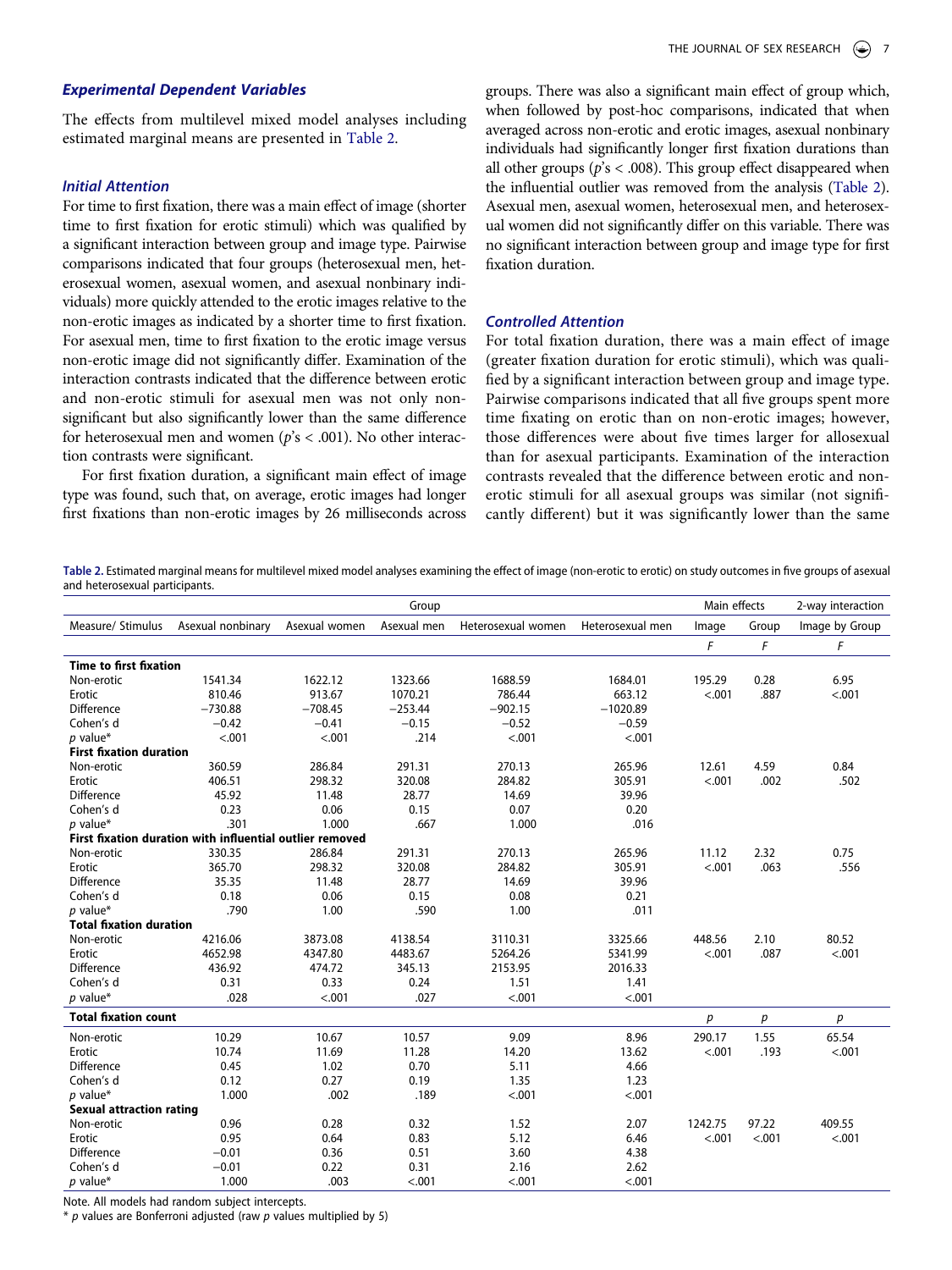### Experimental Dependent Variables

The effects from multilevel mixed model analyses including estimated marginal means are presented in Table 2.

### Initial Attention

For time to first fixation, there was a main effect of image (shorter time to first fixation for erotic stimuli) which was qualified by a significant interaction between group and image type. Pairwise comparisons indicated that four groups (heterosexual men, heterosexual women, asexual women, and asexual nonbinary individuals) more quickly attended to the erotic images relative to the non-erotic images as indicated by a shorter time to first fixation. For asexual men, time to first fixation to the erotic image versus non-erotic image did not significantly differ. Examination of the interaction contrasts indicated that the difference between erotic and non-erotic stimuli for asexual men was not only non-significant but also significantly lower than the same difference for heterosexual men and women ($p$'s < .001). No other interaction contrasts were significant.

For first fixation duration, a significant main effect of image type was found, such that, on average, erotic images had longer first fixations than non-erotic images by 26 milliseconds across groups. There was also a significant main effect of group which, when followed by post-hoc comparisons, indicated that when averaged across non-erotic and erotic images, asexual nonbinary individuals had significantly longer first fixation durations than all other groups ($p$'s < .008). This group effect disappeared when the influential outlier was removed from the analysis (Table 2). Asexual men, asexual women, heterosexual men, and heterosexual women did not significantly differ on this variable. There was no significant interaction between group and image type for first fixation duration.

### Controlled Attention

For total fixation duration, there was a main effect of image (greater fixation duration for erotic stimuli), which was qualified by a significant interaction between group and image type. Pairwise comparisons indicated that all five groups spent more time fixating on erotic than on non-erotic images; however, those differences were about five times larger for allosexual than for asexual participants. Examination of the interaction contrasts revealed that the difference between erotic and non-erotic stimuli for all asexual groups was similar (not significantly different) but it was significantly lower than the same

**Table 2.** Estimated marginal means for multilevel mixed model analyses examining the effect of image (non-erotic to erotic) on study outcomes in five groups of asexual and heterosexual participants.

| | Group | | | | | Main effects | | 2-way interaction |
|---|---|---|---|---|---|---|---|---|
| Measure/ Stimulus | Asexual nonbinary | Asexual women | Asexual men | Heterosexual women | Heterosexual men | Image | Group | Image by Group |
| | | | | | | *F* | *F* | *F* |
| **Time to first fixation** | | | | | | | | |
| Non-erotic | 1541.34 | 1622.12 | 1323.66 | 1688.59 | 1684.01 | 195.29 | 0.28 | 6.95 |
| Erotic | 810.46 | 913.67 | 1070.21 | 786.44 | 663.12 | <.001 | .887 | <.001 |
| Difference | −730.88 | −708.45 | −253.44 | −902.15 | −1020.89 | | | |
| Cohen's d | −0.42 | −0.41 | −0.15 | −0.52 | −0.59 | | | |
| *p* value* | <.001 | <.001 | .214 | <.001 | <.001 | | | |
| **First fixation duration** | | | | | | | | |
| Non-erotic | 360.59 | 286.84 | 291.31 | 270.13 | 265.96 | 12.61 | 4.59 | 0.84 |
| Erotic | 406.51 | 298.32 | 320.08 | 284.82 | 305.91 | <.001 | .002 | .502 |
| Difference | 45.92 | 11.48 | 28.77 | 14.69 | 39.96 | | | |
| Cohen's d | 0.23 | 0.06 | 0.15 | 0.07 | 0.20 | | | |
| *p* value* | .301 | 1.000 | .667 | 1.000 | .016 | | | |
| **First fixation duration with influential outlier removed** | | | | | | | | |
| Non-erotic | 330.35 | 286.84 | 291.31 | 270.13 | 265.96 | 11.12 | 2.32 | 0.75 |
| Erotic | 365.70 | 298.32 | 320.08 | 284.82 | 305.91 | <.001 | .063 | .556 |
| Difference | 35.35 | 11.48 | 28.77 | 14.69 | 39.96 | | | |
| Cohen's d | 0.18 | 0.06 | 0.15 | 0.08 | 0.21 | | | |
| *p* value* | .790 | 1.00 | .590 | 1.00 | .011 | | | |
| **Total fixation duration** | | | | | | | | |
| Non-erotic | 4216.06 | 3873.08 | 4138.54 | 3110.31 | 3325.66 | 448.56 | 2.10 | 80.52 |
| Erotic | 4652.98 | 4347.80 | 4483.67 | 5264.26 | 5341.99 | <.001 | .087 | <.001 |
| Difference | 436.92 | 474.72 | 345.13 | 2153.95 | 2016.33 | | | |
| Cohen's d | 0.31 | 0.33 | 0.24 | 1.51 | 1.41 | | | |
| *p* value* | .028 | <.001 | .027 | <.001 | <.001 | | | |
| **Total fixation count** | | | | | | *p* | *p* | *p* |
| Non-erotic | 10.29 | 10.67 | 10.57 | 9.09 | 8.96 | 290.17 | 1.55 | 65.54 |
| Erotic | 10.74 | 11.69 | 11.28 | 14.20 | 13.62 | <.001 | .193 | <.001 |
| Difference | 0.45 | 1.02 | 0.70 | 5.11 | 4.66 | | | |
| Cohen's d | 0.12 | 0.27 | 0.19 | 1.35 | 1.23 | | | |
| *p* value* | 1.000 | .002 | .189 | <.001 | <.001 | | | |
| **Sexual attraction rating** | | | | | | | | |
| Non-erotic | 0.96 | 0.28 | 0.32 | 1.52 | 2.07 | 1242.75 | 97.22 | 409.55 |
| Erotic | 0.95 | 0.64 | 0.83 | 5.12 | 6.46 | <.001 | <.001 | <.001 |
| Difference | −0.01 | 0.36 | 0.51 | 3.60 | 4.38 | | | |
| Cohen's d | −0.01 | 0.22 | 0.31 | 2.16 | 2.62 | | | |
| *p* value* | 1.000 | .003 | <.001 | <.001 | <.001 | | | |

Note. All models had random subject intercepts.
\* *p* values are Bonferroni adjusted (raw *p* values multiplied by 5)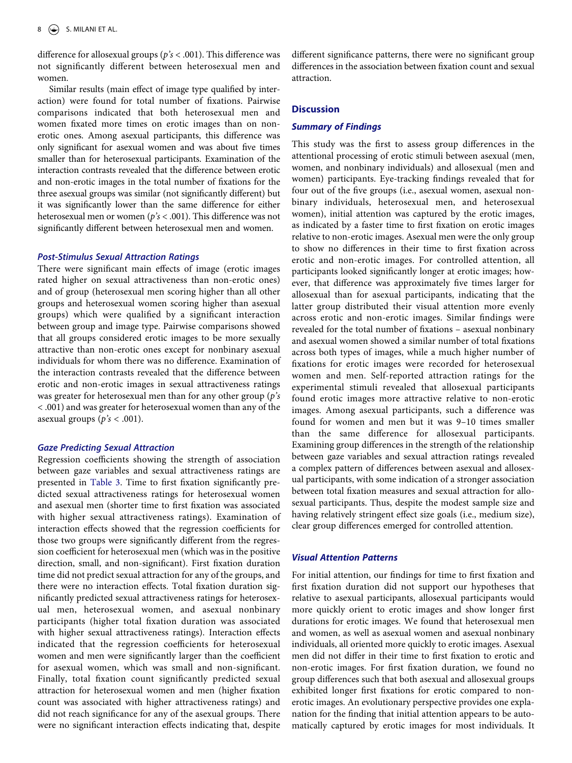difference for allosexual groups (*p's* < .001). This difference was not significantly different between heterosexual men and women.

Similar results (main effect of image type qualified by interaction) were found for total number of fixations. Pairwise comparisons indicated that both heterosexual men and women fixated more times on erotic images than on non-erotic ones. Among asexual participants, this difference was only significant for asexual women and was about five times smaller than for heterosexual participants. Examination of the interaction contrasts revealed that the difference between erotic and non-erotic images in the total number of fixations for the three asexual groups was similar (not significantly different) but it was significantly lower than the same difference for either heterosexual men or women (*p's* < .001). This difference was not significantly different between heterosexual men and women.

### Post-Stimulus Sexual Attraction Ratings

There were significant main effects of image (erotic images rated higher on sexual attractiveness than non-erotic ones) and of group (heterosexual men scoring higher than all other groups and heterosexual women scoring higher than asexual groups) which were qualified by a significant interaction between group and image type. Pairwise comparisons showed that all groups considered erotic images to be more sexually attractive than non-erotic ones except for nonbinary asexual individuals for whom there was no difference. Examination of the interaction contrasts revealed that the difference between erotic and non-erotic images in sexual attractiveness ratings was greater for heterosexual men than for any other group (*p's* < .001) and was greater for heterosexual women than any of the asexual groups (*p's* < .001).

### Gaze Predicting Sexual Attraction

Regression coefficients showing the strength of association between gaze variables and sexual attractiveness ratings are presented in Table 3. Time to first fixation significantly predicted sexual attractiveness ratings for heterosexual women and asexual men (shorter time to first fixation was associated with higher sexual attractiveness ratings). Examination of interaction effects showed that the regression coefficients for those two groups were significantly different from the regression coefficient for heterosexual men (which was in the positive direction, small, and non-significant). First fixation duration time did not predict sexual attraction for any of the groups, and there were no interaction effects. Total fixation duration significantly predicted sexual attractiveness ratings for heterosexual men, heterosexual women, and asexual nonbinary participants (higher total fixation duration was associated with higher sexual attractiveness ratings). Interaction effects indicated that the regression coefficients for heterosexual women and men were significantly larger than the coefficient for asexual women, which was small and non-significant. Finally, total fixation count significantly predicted sexual attraction for heterosexual women and men (higher fixation count was associated with higher attractiveness ratings) and did not reach significance for any of the asexual groups. There were no significant interaction effects indicating that, despite different significance patterns, there were no significant group differences in the association between fixation count and sexual attraction.

## Discussion

### Summary of Findings

This study was the first to assess group differences in the attentional processing of erotic stimuli between asexual (men, women, and nonbinary individuals) and allosexual (men and women) participants. Eye-tracking findings revealed that for four out of the five groups (i.e., asexual women, asexual nonbinary individuals, heterosexual men, and heterosexual women), initial attention was captured by the erotic images, as indicated by a faster time to first fixation on erotic images relative to non-erotic images. Asexual men were the only group to show no differences in their time to first fixation across erotic and non-erotic images. For controlled attention, all participants looked significantly longer at erotic images; however, that difference was approximately five times larger for allosexual than for asexual participants, indicating that the latter group distributed their visual attention more evenly across erotic and non-erotic images. Similar findings were revealed for the total number of fixations – asexual nonbinary and asexual women showed a similar number of total fixations across both types of images, while a much higher number of fixations for erotic images were recorded for heterosexual women and men. Self-reported attraction ratings for the experimental stimuli revealed that allosexual participants found erotic images more attractive relative to non-erotic images. Among asexual participants, such a difference was found for women and men but it was 9–10 times smaller than the same difference for allosexual participants. Examining group differences in the strength of the relationship between gaze variables and sexual attraction ratings revealed a complex pattern of differences between asexual and allosexual participants, with some indication of a stronger association between total fixation measures and sexual attraction for allosexual participants. Thus, despite the modest sample size and having relatively stringent effect size goals (i.e., medium size), clear group differences emerged for controlled attention.

### Visual Attention Patterns

For initial attention, our findings for time to first fixation and first fixation duration did not support our hypotheses that relative to asexual participants, allosexual participants would more quickly orient to erotic images and show longer first durations for erotic images. We found that heterosexual men and women, as well as asexual women and asexual nonbinary individuals, all oriented more quickly to erotic images. Asexual men did not differ in their time to first fixation to erotic and non-erotic images. For first fixation duration, we found no group differences such that both asexual and allosexual groups exhibited longer first fixations for erotic compared to non-erotic images. An evolutionary perspective provides one explanation for the finding that initial attention appears to be automatically captured by erotic images for most individuals. It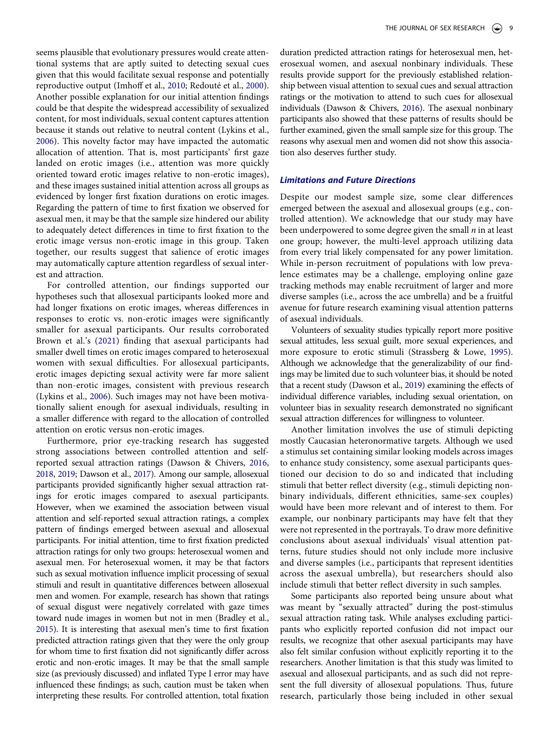seems plausible that evolutionary pressures would create attentional systems that are aptly suited to detecting sexual cues given that this would facilitate sexual response and potentially reproductive output (Imhoff et al., 2010; Redouté et al., 2000). Another possible explanation for our initial attention findings could be that despite the widespread accessibility of sexualized content, for most individuals, sexual content captures attention because it stands out relative to neutral content (Lykins et al., 2006). This novelty factor may have impacted the automatic allocation of attention. That is, most participants' first gaze landed on erotic images (i.e., attention was more quickly oriented toward erotic images relative to non-erotic images), and these images sustained initial attention across all groups as evidenced by longer first fixation durations on erotic images. Regarding the pattern of time to first fixation we observed for asexual men, it may be that the sample size hindered our ability to adequately detect differences in time to first fixation to the erotic image versus non-erotic image in this group. Taken together, our results suggest that salience of erotic images may automatically capture attention regardless of sexual interest and attraction.

For controlled attention, our findings supported our hypotheses such that allosexual participants looked more and had longer fixations on erotic images, whereas differences in responses to erotic vs. non-erotic images were significantly smaller for asexual participants. Our results corroborated Brown et al.'s (2021) finding that asexual participants had smaller dwell times on erotic images compared to heterosexual women with sexual difficulties. For allosexual participants, erotic images depicting sexual activity were far more salient than non-erotic images, consistent with previous research (Lykins et al., 2006). Such images may not have been motivationally salient enough for asexual individuals, resulting in a smaller difference with regard to the allocation of controlled attention on erotic versus non-erotic images.

Furthermore, prior eye-tracking research has suggested strong associations between controlled attention and self-reported sexual attraction ratings (Dawson & Chivers, 2016, 2018, 2019; Dawson et al., 2017). Among our sample, allosexual participants provided significantly higher sexual attraction ratings for erotic images compared to asexual participants. However, when we examined the association between visual attention and self-reported sexual attraction ratings, a complex pattern of findings emerged between asexual and allosexual participants. For initial attention, time to first fixation predicted attraction ratings for only two groups: heterosexual women and asexual men. For heterosexual women, it may be that factors such as sexual motivation influence implicit processing of sexual stimuli and result in quantitative differences between allosexual men and women. For example, research has shown that ratings of sexual disgust were negatively correlated with gaze times toward nude images in women but not in men (Bradley et al., 2015). It is interesting that asexual men's time to first fixation predicted attraction ratings given that they were the only group for whom time to first fixation did not significantly differ across erotic and non-erotic images. It may be that the small sample size (as previously discussed) and inflated Type I error may have influenced these findings; as such, caution must be taken when interpreting these results. For controlled attention, total fixation duration predicted attraction ratings for heterosexual men, heterosexual women, and asexual nonbinary individuals. These results provide support for the previously established relationship between visual attention to sexual cues and sexual attraction ratings or the motivation to attend to such cues for allosexual individuals (Dawson & Chivers, 2016). The asexual nonbinary participants also showed that these patterns of results should be further examined, given the small sample size for this group. The reasons why asexual men and women did not show this association also deserves further study.

### *Limitations and Future Directions*

Despite our modest sample size, some clear differences emerged between the asexual and allosexual groups (e.g., controlled attention). We acknowledge that our study may have been underpowered to some degree given the small *n* in at least one group; however, the multi-level approach utilizing data from every trial likely compensated for any power limitation. While in-person recruitment of populations with low prevalence estimates may be a challenge, employing online gaze tracking methods may enable recruitment of larger and more diverse samples (i.e., across the ace umbrella) and be a fruitful avenue for future research examining visual attention patterns of asexual individuals.

Volunteers of sexuality studies typically report more positive sexual attitudes, less sexual guilt, more sexual experiences, and more exposure to erotic stimuli (Strassberg & Lowe, 1995). Although we acknowledge that the generalizability of our findings may be limited due to such volunteer bias, it should be noted that a recent study (Dawson et al., 2019) examining the effects of individual difference variables, including sexual orientation, on volunteer bias in sexuality research demonstrated no significant sexual attraction differences for willingness to volunteer.

Another limitation involves the use of stimuli depicting mostly Caucasian heteronormative targets. Although we used a stimulus set containing similar looking models across images to enhance study consistency, some asexual participants questioned our decision to do so and indicated that including stimuli that better reflect diversity (e.g., stimuli depicting nonbinary individuals, different ethnicities, same-sex couples) would have been more relevant and of interest to them. For example, our nonbinary participants may have felt that they were not represented in the portrayals. To draw more definitive conclusions about asexual individuals' visual attention patterns, future studies should not only include more inclusive and diverse samples (i.e., participants that represent identities across the asexual umbrella), but researchers should also include stimuli that better reflect diversity in such samples.

Some participants also reported being unsure about what was meant by "sexually attracted" during the post-stimulus sexual attraction rating task. While analyses excluding participants who explicitly reported confusion did not impact our results, we recognize that other asexual participants may have also felt similar confusion without explicitly reporting it to the researchers. Another limitation is that this study was limited to asexual and allosexual participants, and as such did not represent the full diversity of allosexual populations. Thus, future research, particularly those being included in other sexual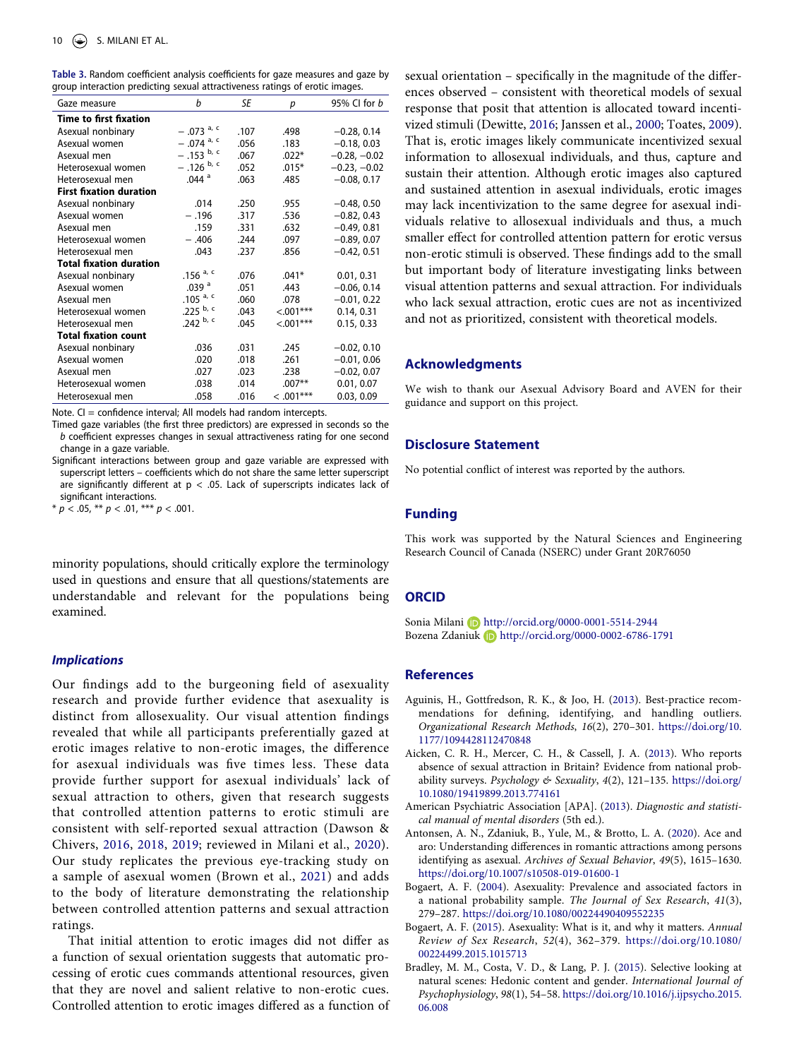**Table 3.** Random coefficient analysis coefficients for gaze measures and gaze by group interaction predicting sexual attractiveness ratings of erotic images.

| Gaze measure | *b* | *SE* | *p* | 95% CI for *b* |
|---|---|---|---|---|
| **Time to first fixation** | | | | |
| Asexual nonbinary | − .073 [a, c] | .107 | .498 | −0.28, 0.14 |
| Asexual women | − .074 [a, c] | .056 | .183 | −0.18, 0.03 |
| Asexual men | − .153 [b, c] | .067 | .022* | −0.28, −0.02 |
| Heterosexual women | − .126 [b, c] | .052 | .015* | −0.23, −0.02 |
| Heterosexual men | .044 [a] | .063 | .485 | −0.08, 0.17 |
| **First fixation duration** | | | | |
| Asexual nonbinary | .014 | .250 | .955 | −0.48, 0.50 |
| Asexual women | − .196 | .317 | .536 | −0.82, 0.43 |
| Asexual men | .159 | .331 | .632 | −0.49, 0.81 |
| Heterosexual women | − .406 | .244 | .097 | −0.89, 0.07 |
| Heterosexual men | .043 | .237 | .856 | −0.42, 0.51 |
| **Total fixation duration** | | | | |
| Asexual nonbinary | .156 [a, c] | .076 | .041* | 0.01, 0.31 |
| Asexual women | .039 [a] | .051 | .443 | −0.06, 0.14 |
| Asexual men | .105 [a, c] | .060 | .078 | −0.01, 0.22 |
| Heterosexual women | .225 [b, c] | .043 | <.001*** | 0.14, 0.31 |
| Heterosexual men | .242 [b, c] | .045 | <.001*** | 0.15, 0.33 |
| **Total fixation count** | | | | |
| Asexual nonbinary | .036 | .031 | .245 | −0.02, 0.10 |
| Asexual women | .020 | .018 | .261 | −0.01, 0.06 |
| Asexual men | .027 | .023 | .238 | −0.02, 0.07 |
| Heterosexual women | .038 | .014 | .007** | 0.01, 0.07 |
| Heterosexual men | .058 | .016 | < .001*** | 0.03, 0.09 |

Note. CI = confidence interval; All models had random intercepts.

Timed gaze variables (the first three predictors) are expressed in seconds so the *b* coefficient expresses changes in sexual attractiveness rating for one second change in a gaze variable.

Significant interactions between group and gaze variable are expressed with superscript letters – coefficients which do not share the same letter superscript are significantly different at $p < .05$. Lack of superscripts indicates lack of significant interactions.

\* $p < .05$, \*\* $p < .01$, \*\*\* $p < .001$.

minority populations, should critically explore the terminology used in questions and ensure that all questions/statements are understandable and relevant for the populations being examined.

### *Implications*

Our findings add to the burgeoning field of asexuality research and provide further evidence that asexuality is distinct from allosexuality. Our visual attention findings revealed that while all participants preferentially gazed at erotic images relative to non-erotic images, the difference for asexual individuals was five times less. These data provide further support for asexual individuals' lack of sexual attraction to others, given that research suggests that controlled attention patterns to erotic stimuli are consistent with self-reported sexual attraction (Dawson & Chivers, 2016, 2018, 2019; reviewed in Milani et al., 2020). Our study replicates the previous eye-tracking study on a sample of asexual women (Brown et al., 2021) and adds to the body of literature demonstrating the relationship between controlled attention patterns and sexual attraction ratings.

That initial attention to erotic images did not differ as a function of sexual orientation suggests that automatic processing of erotic cues commands attentional resources, given that they are novel and salient relative to non-erotic cues. Controlled attention to erotic images differed as a function of sexual orientation – specifically in the magnitude of the differences observed – consistent with theoretical models of sexual response that posit that attention is allocated toward incentivized stimuli (Dewitte, 2016; Janssen et al., 2000; Toates, 2009). That is, erotic images likely communicate incentivized sexual information to allosexual individuals, and thus, capture and sustain their attention. Although erotic images also captured and sustained attention in asexual individuals, erotic images may lack incentivization to the same degree for asexual individuals relative to allosexual individuals and thus, a much smaller effect for controlled attention pattern for erotic versus non-erotic stimuli is observed. These findings add to the small but important body of literature investigating links between visual attention patterns and sexual attraction. For individuals who lack sexual attraction, erotic cues are not as incentivized and not as prioritized, consistent with theoretical models.

## Acknowledgments

We wish to thank our Asexual Advisory Board and AVEN for their guidance and support on this project.

## Disclosure Statement

No potential conflict of interest was reported by the authors.

## Funding

This work was supported by the Natural Sciences and Engineering Research Council of Canada (NSERC) under Grant 20R76050

## ORCID

Sonia Milani http://orcid.org/0000-0001-5514-2944
Bozena Zdaniuk http://orcid.org/0000-0002-6786-1791

## References

Aguinis, H., Gottfredson, R. K., & Joo, H. (2013). Best-practice recommendations for defining, identifying, and handling outliers. *Organizational Research Methods*, *16*(2), 270–301. https://doi.org/10.1177/1094428112470848

Aicken, C. R. H., Mercer, C. H., & Cassell, J. A. (2013). Who reports absence of sexual attraction in Britain? Evidence from national probability surveys. *Psychology & Sexuality*, *4*(2), 121–135. https://doi.org/10.1080/19419899.2013.774161

American Psychiatric Association [APA]. (2013). *Diagnostic and statistical manual of mental disorders* (5th ed.).

Antonsen, A. N., Zdaniuk, B., Yule, M., & Brotto, L. A. (2020). Ace and aro: Understanding differences in romantic attractions among persons identifying as asexual. *Archives of Sexual Behavior*, *49*(5), 1615–1630. https://doi.org/10.1007/s10508-019-01600-1

Bogaert, A. F. (2004). Asexuality: Prevalence and associated factors in a national probability sample. *The Journal of Sex Research*, *41*(3), 279–287. https://doi.org/10.1080/00224490409552235

Bogaert, A. F. (2015). Asexuality: What is it, and why it matters. *Annual Review of Sex Research*, *52*(4), 362–379. https://doi.org/10.1080/00224499.2015.1015713

Bradley, M. M., Costa, V. D., & Lang, P. J. (2015). Selective looking at natural scenes: Hedonic content and gender. *International Journal of Psychophysiology*, *98*(1), 54–58. https://doi.org/10.1016/j.ijpsycho.2015.06.008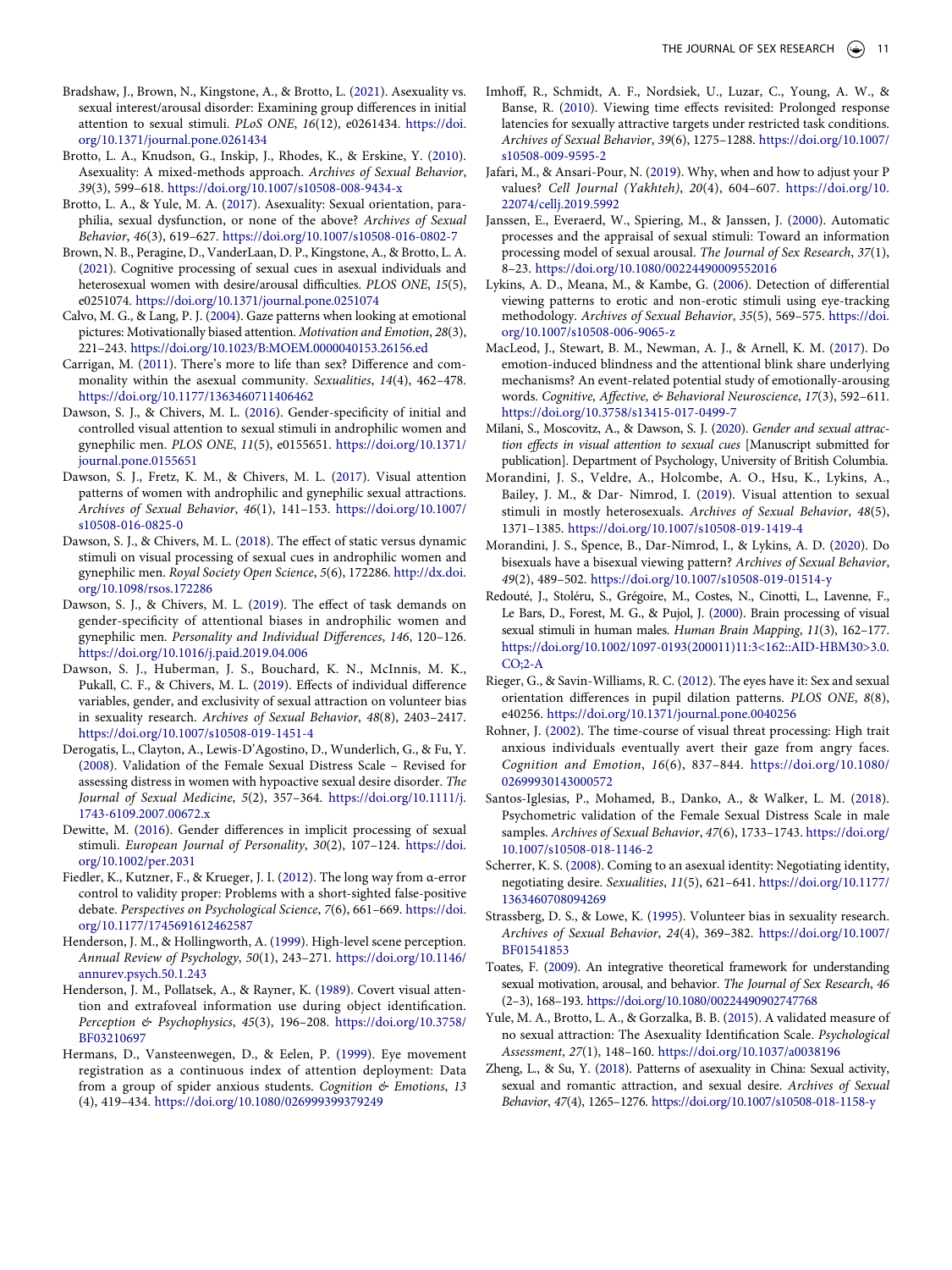Bradshaw, J., Brown, N., Kingstone, A., & Brotto, L. (2021). Asexuality vs. sexual interest/arousal disorder: Examining group differences in initial attention to sexual stimuli. *PLoS ONE*, *16*(12), e0261434. https://doi.org/10.1371/journal.pone.0261434

Brotto, L. A., Knudson, G., Inskip, J., Rhodes, K., & Erskine, Y. (2010). Asexuality: A mixed-methods approach. *Archives of Sexual Behavior*, *39*(3), 599–618. https://doi.org/10.1007/s10508-008-9434-x

Brotto, L. A., & Yule, M. A. (2017). Asexuality: Sexual orientation, paraphilia, sexual dysfunction, or none of the above? *Archives of Sexual Behavior*, *46*(3), 619–627. https://doi.org/10.1007/s10508-016-0802-7

Brown, N. B., Peragine, D., VanderLaan, D. P., Kingstone, A., & Brotto, L. A. (2021). Cognitive processing of sexual cues in asexual individuals and heterosexual women with desire/arousal difficulties. *PLOS ONE*, *15*(5), e0251074. https://doi.org/10.1371/journal.pone.0251074

Calvo, M. G., & Lang, P. J. (2004). Gaze patterns when looking at emotional pictures: Motivationally biased attention. *Motivation and Emotion*, *28*(3), 221–243. https://doi.org/10.1023/B:MOEM.0000040153.26156.ed

Carrigan, M. (2011). There's more to life than sex? Difference and commonality within the asexual community. *Sexualities*, *14*(4), 462–478. https://doi.org/10.1177/1363460711406462

Dawson, S. J., & Chivers, M. L. (2016). Gender-specificity of initial and controlled visual attention to sexual stimuli in androphilic women and gynephilic men. *PLOS ONE*, *11*(5), e0155651. https://doi.org/10.1371/journal.pone.0155651

Dawson, S. J., Fretz, K. M., & Chivers, M. L. (2017). Visual attention patterns of women with androphilic and gynephilic sexual attractions. *Archives of Sexual Behavior*, *46*(1), 141–153. https://doi.org/10.1007/s10508-016-0825-0

Dawson, S. J., & Chivers, M. L. (2018). The effect of static versus dynamic stimuli on visual processing of sexual cues in androphilic women and gynephilic men. *Royal Society Open Science*, *5*(6), 172286. http://dx.doi.org/10.1098/rsos.172286

Dawson, S. J., & Chivers, M. L. (2019). The effect of task demands on gender-specificity of attentional biases in androphilic women and gynephilic men. *Personality and Individual Differences*, *146*, 120–126. https://doi.org/10.1016/j.paid.2019.04.006

Dawson, S. J., Huberman, J. S., Bouchard, K. N., McInnis, M. K., Pukall, C. F., & Chivers, M. L. (2019). Effects of individual difference variables, gender, and exclusivity of sexual attraction on volunteer bias in sexuality research. *Archives of Sexual Behavior*, *48*(8), 2403–2417. https://doi.org/10.1007/s10508-019-1451-4

Derogatis, L., Clayton, A., Lewis-D'Agostino, D., Wunderlich, G., & Fu, Y. (2008). Validation of the Female Sexual Distress Scale – Revised for assessing distress in women with hypoactive sexual desire disorder. *The Journal of Sexual Medicine*, *5*(2), 357–364. https://doi.org/10.1111/j.1743-6109.2007.00672.x

Dewitte, M. (2016). Gender differences in implicit processing of sexual stimuli. *European Journal of Personality*, *30*(2), 107–124. https://doi.org/10.1002/per.2031

Fiedler, K., Kutzner, F., & Krueger, J. I. (2012). The long way from α-error control to validity proper: Problems with a short-sighted false-positive debate. *Perspectives on Psychological Science*, *7*(6), 661–669. https://doi.org/10.1177/1745691612462587

Henderson, J. M., & Hollingworth, A. (1999). High-level scene perception. *Annual Review of Psychology*, *50*(1), 243–271. https://doi.org/10.1146/annurev.psych.50.1.243

Henderson, J. M., Pollatsek, A., & Rayner, K. (1989). Covert visual attention and extrafoveal information use during object identification. *Perception & Psychophysics*, *45*(3), 196–208. https://doi.org/10.3758/BF03210697

Hermans, D., Vansteenwegen, D., & Eelen, P. (1999). Eye movement registration as a continuous index of attention deployment: Data from a group of spider anxious students. *Cognition & Emotions*, *13* (4), 419–434. https://doi.org/10.1080/026999399379249

Imhoff, R., Schmidt, A. F., Nordsiek, U., Luzar, C., Young, A. W., & Banse, R. (2010). Viewing time effects revisited: Prolonged response latencies for sexually attractive targets under restricted task conditions. *Archives of Sexual Behavior*, *39*(6), 1275–1288. https://doi.org/10.1007/s10508-009-9595-2

Jafari, M., & Ansari-Pour, N. (2019). Why, when and how to adjust your P values? *Cell Journal (Yakhteh)*, *20*(4), 604–607. https://doi.org/10.22074/cellj.2019.5992

Janssen, E., Everaerd, W., Spiering, M., & Janssen, J. (2000). Automatic processes and the appraisal of sexual stimuli: Toward an information processing model of sexual arousal. *The Journal of Sex Research*, *37*(1), 8–23. https://doi.org/10.1080/00224490009552016

Lykins, A. D., Meana, M., & Kambe, G. (2006). Detection of differential viewing patterns to erotic and non-erotic stimuli using eye-tracking methodology. *Archives of Sexual Behavior*, *35*(5), 569–575. https://doi.org/10.1007/s10508-006-9065-z

MacLeod, J., Stewart, B. M., Newman, A. J., & Arnell, K. M. (2017). Do emotion-induced blindness and the attentional blink share underlying mechanisms? An event-related potential study of emotionally-arousing words. *Cognitive, Affective, & Behavioral Neuroscience*, *17*(3), 592–611. https://doi.org/10.3758/s13415-017-0499-7

Milani, S., Moscovitz, A., & Dawson, S. J. (2020). *Gender and sexual attraction effects in visual attention to sexual cues* [Manuscript submitted for publication]. Department of Psychology, University of British Columbia.

Morandini, J. S., Veldre, A., Holcombe, A. O., Hsu, K., Lykins, A., Bailey, J. M., & Dar- Nimrod, I. (2019). Visual attention to sexual stimuli in mostly heterosexuals. *Archives of Sexual Behavior*, *48*(5), 1371–1385. https://doi.org/10.1007/s10508-019-1419-4

Morandini, J. S., Spence, B., Dar-Nimrod, I., & Lykins, A. D. (2020). Do bisexuals have a bisexual viewing pattern? *Archives of Sexual Behavior*, *49*(2), 489–502. https://doi.org/10.1007/s10508-019-01514-y

Redouté, J., Stoléru, S., Grégoire, M., Costes, N., Cinotti, L., Lavenne, F., Le Bars, D., Forest, M. G., & Pujol, J. (2000). Brain processing of visual sexual stimuli in human males. *Human Brain Mapping*, *11*(3), 162–177. https://doi.org/10.1002/1097-0193(200011)11:3<162::AID-HBM30>3.0.CO;2-A

Rieger, G., & Savin-Williams, R. C. (2012). The eyes have it: Sex and sexual orientation differences in pupil dilation patterns. *PLOS ONE*, *8*(8), e40256. https://doi.org/10.1371/journal.pone.0040256

Rohner, J. (2002). The time-course of visual threat processing: High trait anxious individuals eventually avert their gaze from angry faces. *Cognition and Emotion*, *16*(6), 837–844. https://doi.org/10.1080/02699930143000572

Santos-Iglesias, P., Mohamed, B., Danko, A., & Walker, L. M. (2018). Psychometric validation of the Female Sexual Distress Scale in male samples. *Archives of Sexual Behavior*, *47*(6), 1733–1743. https://doi.org/10.1007/s10508-018-1146-2

Scherrer, K. S. (2008). Coming to an asexual identity: Negotiating identity, negotiating desire. *Sexualities*, *11*(5), 621–641. https://doi.org/10.1177/1363460708094269

Strassberg, D. S., & Lowe, K. (1995). Volunteer bias in sexuality research. *Archives of Sexual Behavior*, *24*(4), 369–382. https://doi.org/10.1007/BF01541853

Toates, F. (2009). An integrative theoretical framework for understanding sexual motivation, arousal, and behavior. *The Journal of Sex Research*, *46* (2–3), 168–193. https://doi.org/10.1080/00224490902747768

Yule, M. A., Brotto, L. A., & Gorzalka, B. B. (2015). A validated measure of no sexual attraction: The Asexuality Identification Scale. *Psychological Assessment*, *27*(1), 148–160. https://doi.org/10.1037/a0038196

Zheng, L., & Su, Y. (2018). Patterns of asexuality in China: Sexual activity, sexual and romantic attraction, and sexual desire. *Archives of Sexual Behavior*, *47*(4), 1265–1276. https://doi.org/10.1007/s10508-018-1158-y